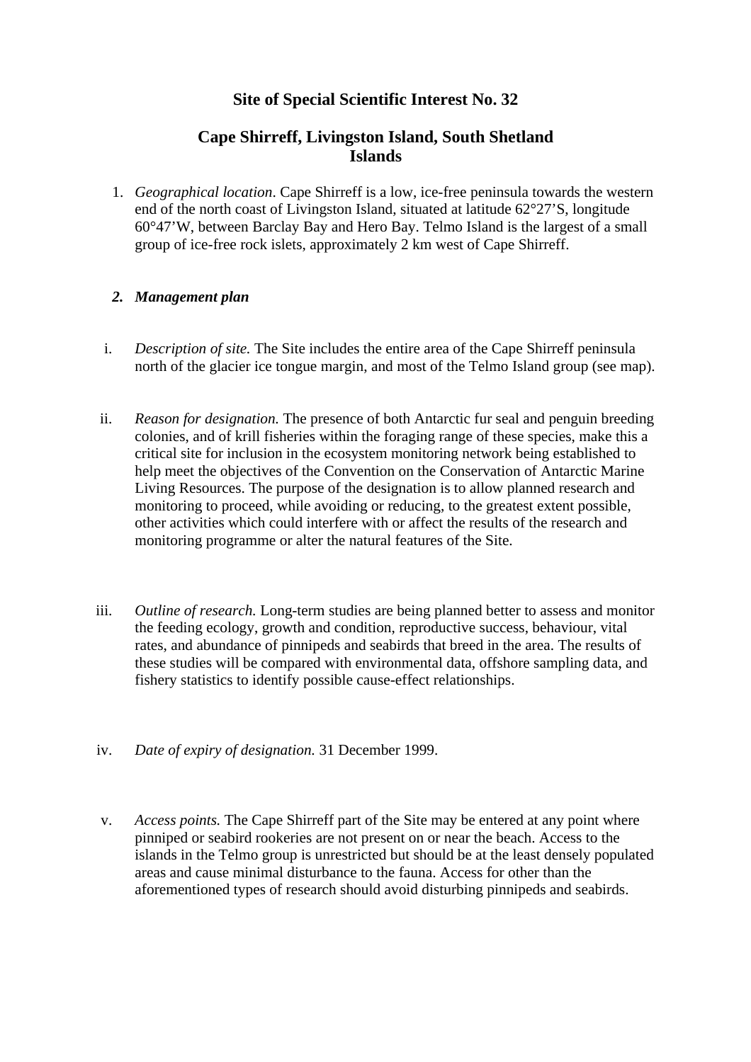# Site of Special Scientific Interest No. 32

## Cape Shirreff, Livingston Island, South Shetland Islands

1. *Geographical location*. Cape Shirreff is a low, ice-free peninsula towards the western end of the north coast of Livingston Island, situated at latitude 62°27'S, longitude 60°47'W, between Barclay Bay and Hero Bay. Telmo Island is the largest of a small group of ice-free rock islets, approximately 2 km west of Cape Shirreff.

2. ***Management plan***

i. *Description of site.* The Site includes the entire area of the Cape Shirreff peninsula north of the glacier ice tongue margin, and most of the Telmo Island group (see map).

ii. *Reason for designation.* The presence of both Antarctic fur seal and penguin breeding colonies, and of krill fisheries within the foraging range of these species, make this a critical site for inclusion in the ecosystem monitoring network being established to help meet the objectives of the Convention on the Conservation of Antarctic Marine Living Resources. The purpose of the designation is to allow planned research and monitoring to proceed, while avoiding or reducing, to the greatest extent possible, other activities which could interfere with or affect the results of the research and monitoring programme or alter the natural features of the Site.

iii. *Outline of research.* Long-term studies are being planned better to assess and monitor the feeding ecology, growth and condition, reproductive success, behaviour, vital rates, and abundance of pinnipeds and seabirds that breed in the area. The results of these studies will be compared with environmental data, offshore sampling data, and fishery statistics to identify possible cause-effect relationships.

iv. *Date of expiry of designation.* 31 December 1999.

v. *Access points.* The Cape Shirreff part of the Site may be entered at any point where pinniped or seabird rookeries are not present on or near the beach. Access to the islands in the Telmo group is unrestricted but should be at the least densely populated areas and cause minimal disturbance to the fauna. Access for other than the aforementioned types of research should avoid disturbing pinnipeds and seabirds.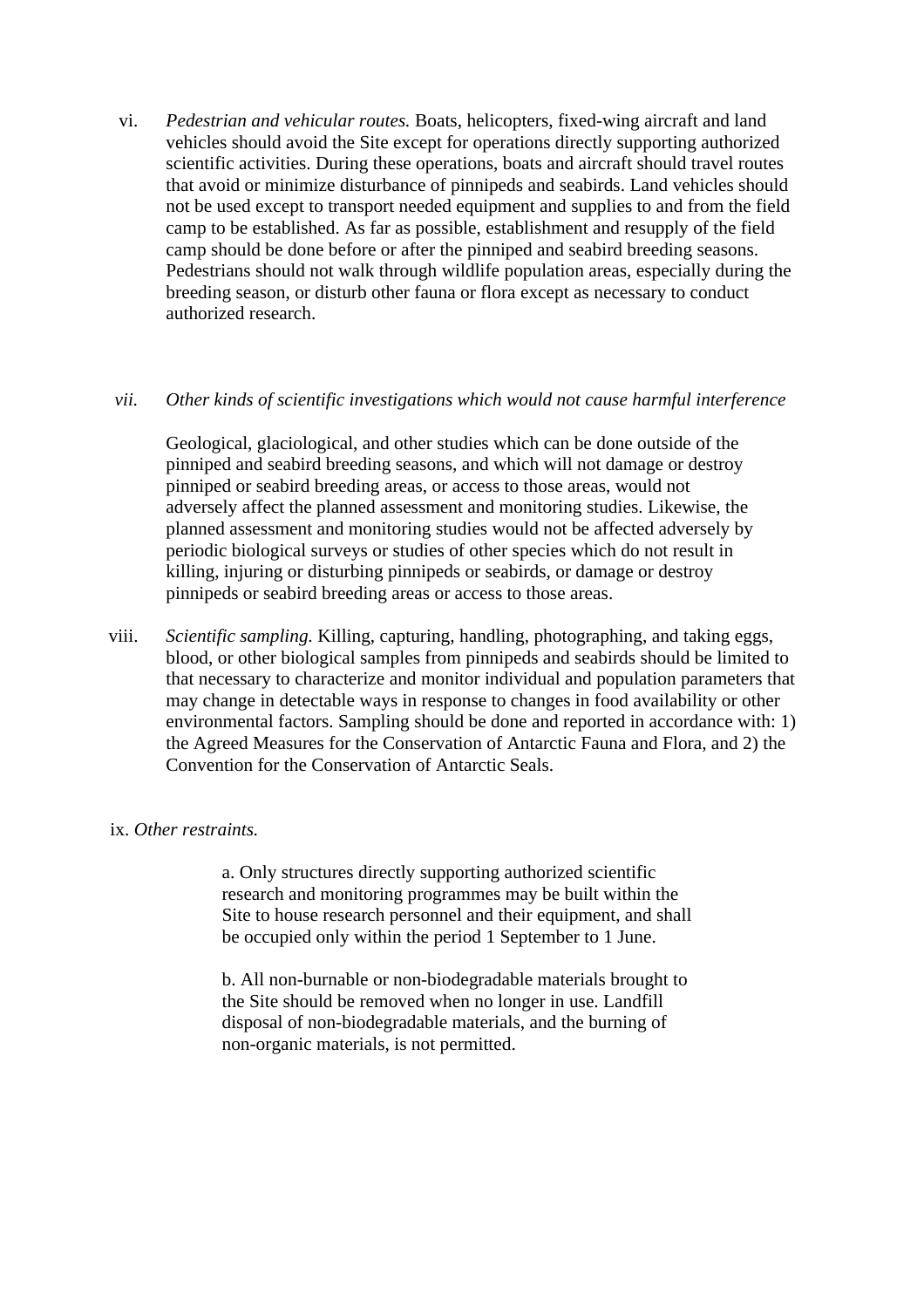vi. *Pedestrian and vehicular routes.* Boats, helicopters, fixed-wing aircraft and land vehicles should avoid the Site except for operations directly supporting authorized scientific activities. During these operations, boats and aircraft should travel routes that avoid or minimize disturbance of pinnipeds and seabirds. Land vehicles should not be used except to transport needed equipment and supplies to and from the field camp to be established. As far as possible, establishment and resupply of the field camp should be done before or after the pinniped and seabird breeding seasons. Pedestrians should not walk through wildlife population areas, especially during the breeding season, or disturb other fauna or flora except as necessary to conduct authorized research.

*vii. Other kinds of scientific investigations which would not cause harmful interference*

Geological, glaciological, and other studies which can be done outside of the pinniped and seabird breeding seasons, and which will not damage or destroy pinniped or seabird breeding areas, or access to those areas, would not adversely affect the planned assessment and monitoring studies. Likewise, the planned assessment and monitoring studies would not be affected adversely by periodic biological surveys or studies of other species which do not result in killing, injuring or disturbing pinnipeds or seabirds, or damage or destroy pinnipeds or seabird breeding areas or access to those areas.

viii. *Scientific sampling.* Killing, capturing, handling, photographing, and taking eggs, blood, or other biological samples from pinnipeds and seabirds should be limited to that necessary to characterize and monitor individual and population parameters that may change in detectable ways in response to changes in food availability or other environmental factors. Sampling should be done and reported in accordance with: 1) the Agreed Measures for the Conservation of Antarctic Fauna and Flora, and 2) the Convention for the Conservation of Antarctic Seals.

ix. *Other restraints.*

a. Only structures directly supporting authorized scientific research and monitoring programmes may be built within the Site to house research personnel and their equipment, and shall be occupied only within the period 1 September to 1 June.

b. All non-burnable or non-biodegradable materials brought to the Site should be removed when no longer in use. Landfill disposal of non-biodegradable materials, and the burning of non-organic materials, is not permitted.